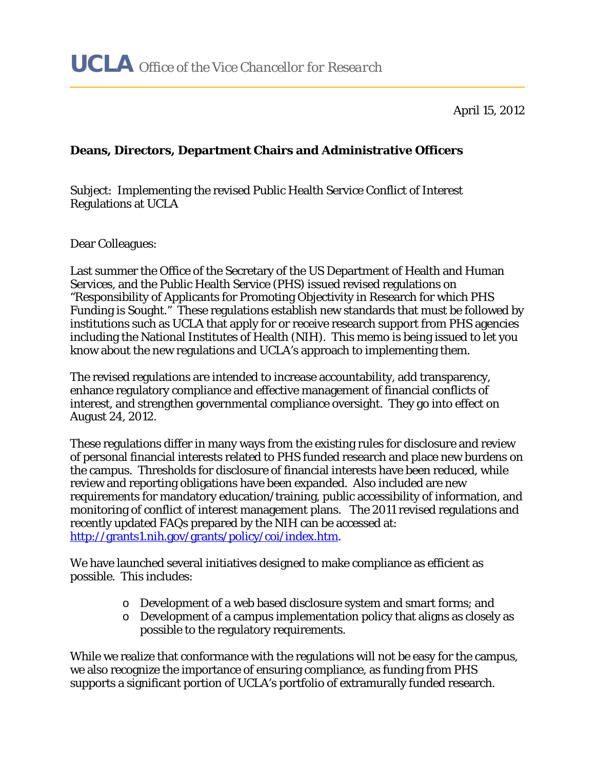**UCLA** *Office of the Vice Chancellor for Research*

April 15, 2012

**Deans, Directors, Department Chairs and Administrative Officers**

Subject: Implementing the revised Public Health Service Conflict of Interest Regulations at UCLA

Dear Colleagues:

Last summer the Office of the Secretary of the US Department of Health and Human Services, and the Public Health Service (PHS) issued revised regulations on "Responsibility of Applicants for Promoting Objectivity in Research for which PHS Funding is Sought." These regulations establish new standards that must be followed by institutions such as UCLA that apply for or receive research support from PHS agencies including the National Institutes of Health (NIH). This memo is being issued to let you know about the new regulations and UCLA's approach to implementing them.

The revised regulations are intended to increase accountability, add transparency, enhance regulatory compliance and effective management of financial conflicts of interest, and strengthen governmental compliance oversight. They go into effect on August 24, 2012.

These regulations differ in many ways from the existing rules for disclosure and review of personal financial interests related to PHS funded research and place new burdens on the campus. Thresholds for disclosure of financial interests have been reduced, while review and reporting obligations have been expanded. Also included are new requirements for mandatory education/training, public accessibility of information, and monitoring of conflict of interest management plans. The 2011 revised regulations and recently updated FAQs prepared by the NIH can be accessed at: [http://grants1.nih.gov/grants/policy/coi/index.htm](http://grants1.nih.gov/grants/policy/coi/index.htm).

We have launched several initiatives designed to make compliance as efficient as possible. This includes:

- Development of a web based disclosure system and smart forms; and
- Development of a campus implementation policy that aligns as closely as possible to the regulatory requirements.

While we realize that conformance with the regulations will not be easy for the campus, we also recognize the importance of ensuring compliance, as funding from PHS supports a significant portion of UCLA's portfolio of extramurally funded research.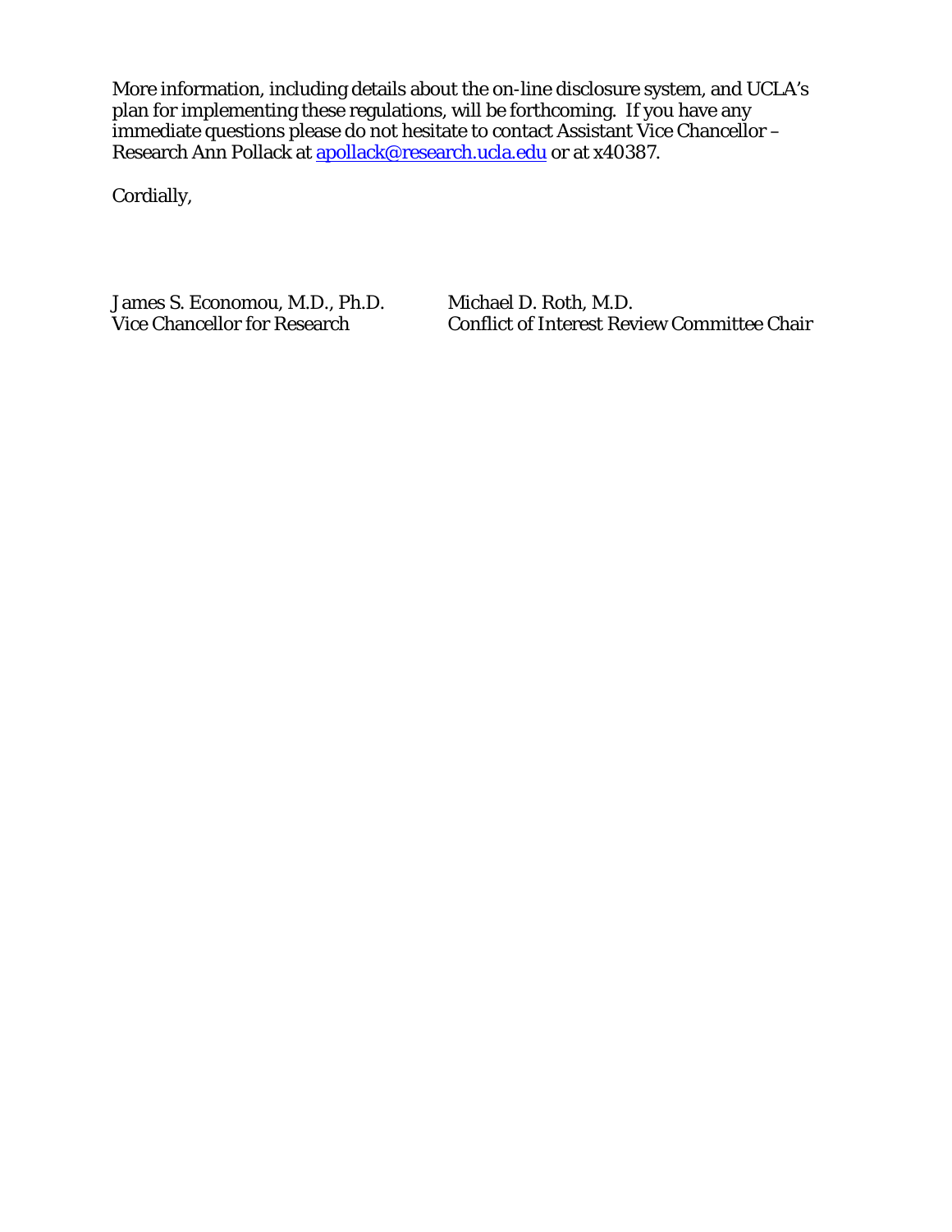More information, including details about the on-line disclosure system, and UCLA's plan for implementing these regulations, will be forthcoming. If you have any immediate questions please do not hesitate to contact Assistant Vice Chancellor – Research Ann Pollack at apollack@research.ucla.edu or at x40387.

Cordially,

James S. Economou, M.D., Ph.D.
Vice Chancellor for Research

Michael D. Roth, M.D.
Conflict of Interest Review Committee Chair